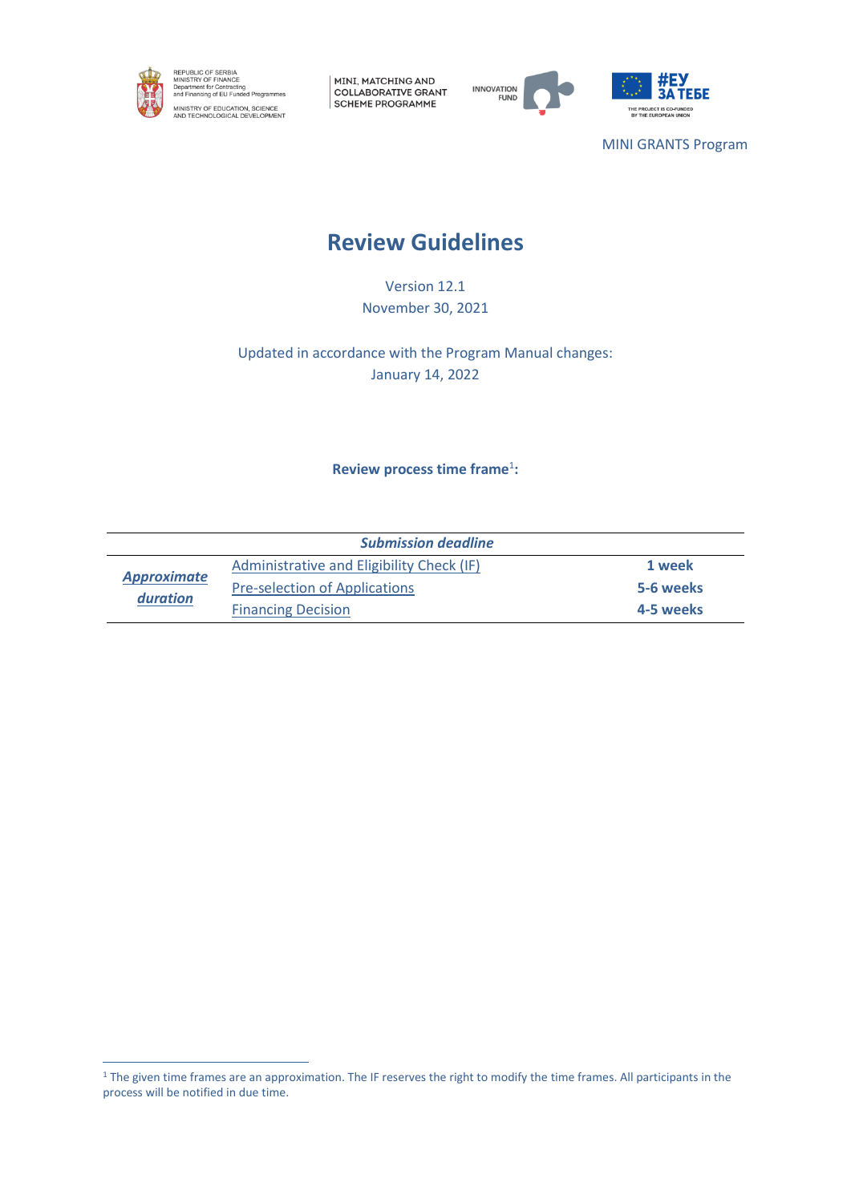REPUBLIC OF SERBIA
MINISTRY OF FINANCE
Department for Contracting and Financing of EU Funded Programmes

MINISTRY OF EDUCATION, SCIENCE AND TECHNOLOGICAL DEVELOPMENT

MINI, MATCHING AND COLLABORATIVE GRANT SCHEME PROGRAMME

INNOVATION FUND

#ЕУ ЗА ТЕБЕ
THE PROJECT IS CO-FUNDED BY THE EUROPEAN UNION

MINI GRANTS Program

# Review Guidelines

Version 12.1
November 30, 2021

Updated in accordance with the Program Manual changes:
January 14, 2022

**Review process time frame[1]:**

| *Submission deadline* | | |
|---|---|---|
| ***Approximate duration*** | Administrative and Eligibility Check (IF) | **1 week** |
| | Pre-selection of Applications | **5-6 weeks** |
| | Financing Decision | **4-5 weeks** |

[1] The given time frames are an approximation. The IF reserves the right to modify the time frames. All participants in the process will be notified in due time.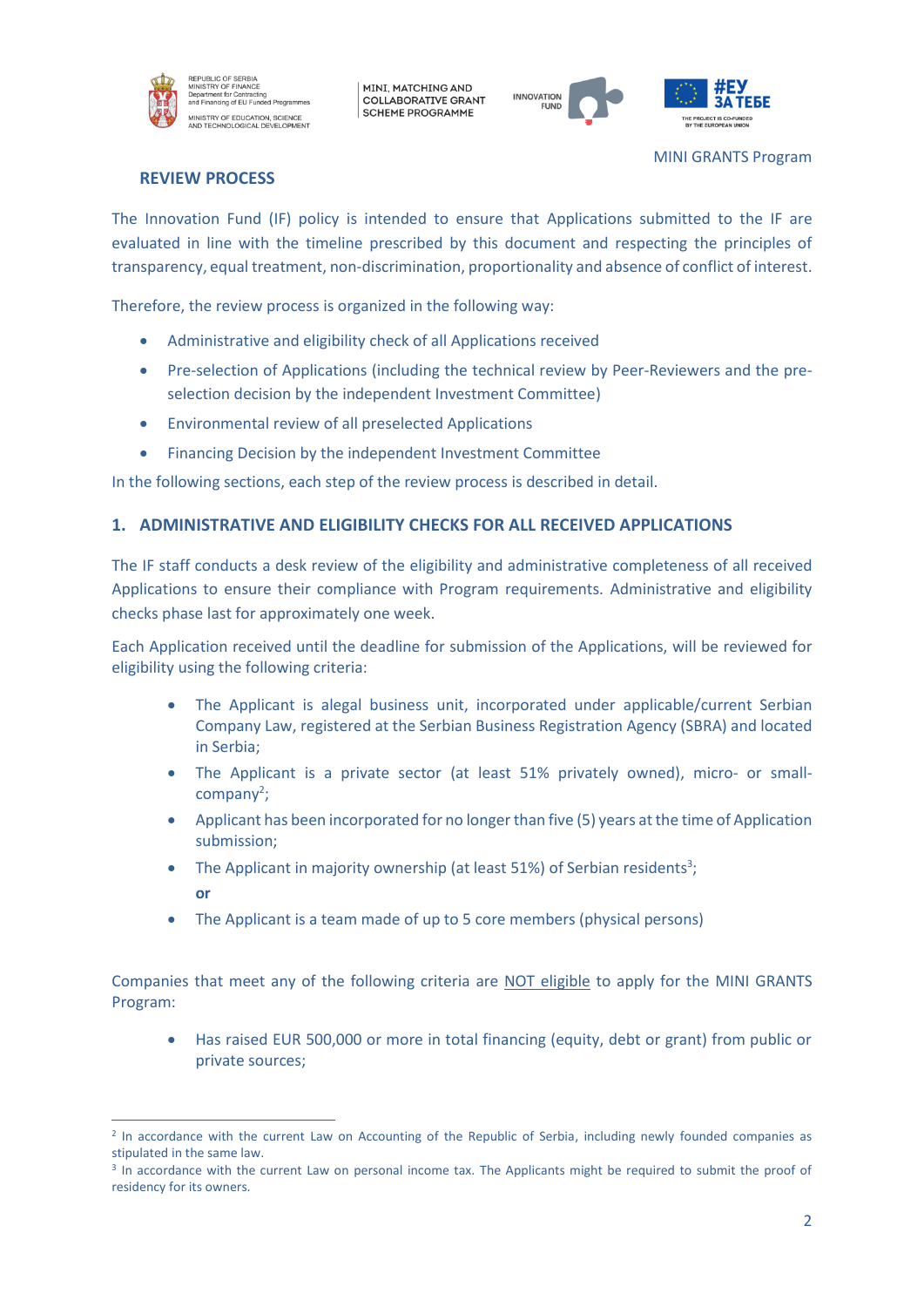MINI GRANTS Program

## REVIEW PROCESS

The Innovation Fund (IF) policy is intended to ensure that Applications submitted to the IF are evaluated in line with the timeline prescribed by this document and respecting the principles of transparency, equal treatment, non-discrimination, proportionality and absence of conflict of interest.

Therefore, the review process is organized in the following way:

- Administrative and eligibility check of all Applications received
- Pre-selection of Applications (including the technical review by Peer-Reviewers and the pre-selection decision by the independent Investment Committee)
- Environmental review of all preselected Applications
- Financing Decision by the independent Investment Committee

In the following sections, each step of the review process is described in detail.

## 1. ADMINISTRATIVE AND ELIGIBILITY CHECKS FOR ALL RECEIVED APPLICATIONS

The IF staff conducts a desk review of the eligibility and administrative completeness of all received Applications to ensure their compliance with Program requirements. Administrative and eligibility checks phase last for approximately one week.

Each Application received until the deadline for submission of the Applications, will be reviewed for eligibility using the following criteria:

- The Applicant is alegal business unit, incorporated under applicable/current Serbian Company Law, registered at the Serbian Business Registration Agency (SBRA) and located in Serbia;
- The Applicant is a private sector (at least 51% privately owned), micro- or small-company[2];
- Applicant has been incorporated for no longer than five (5) years at the time of Application submission;
- The Applicant in majority ownership (at least 51%) of Serbian residents[3];

  **or**

- The Applicant is a team made of up to 5 core members (physical persons)

Companies that meet any of the following criteria are NOT eligible to apply for the MINI GRANTS Program:

- Has raised EUR 500,000 or more in total financing (equity, debt or grant) from public or private sources;

---

[2] In accordance with the current Law on Accounting of the Republic of Serbia, including newly founded companies as stipulated in the same law.

[3] In accordance with the current Law on personal income tax. The Applicants might be required to submit the proof of residency for its owners.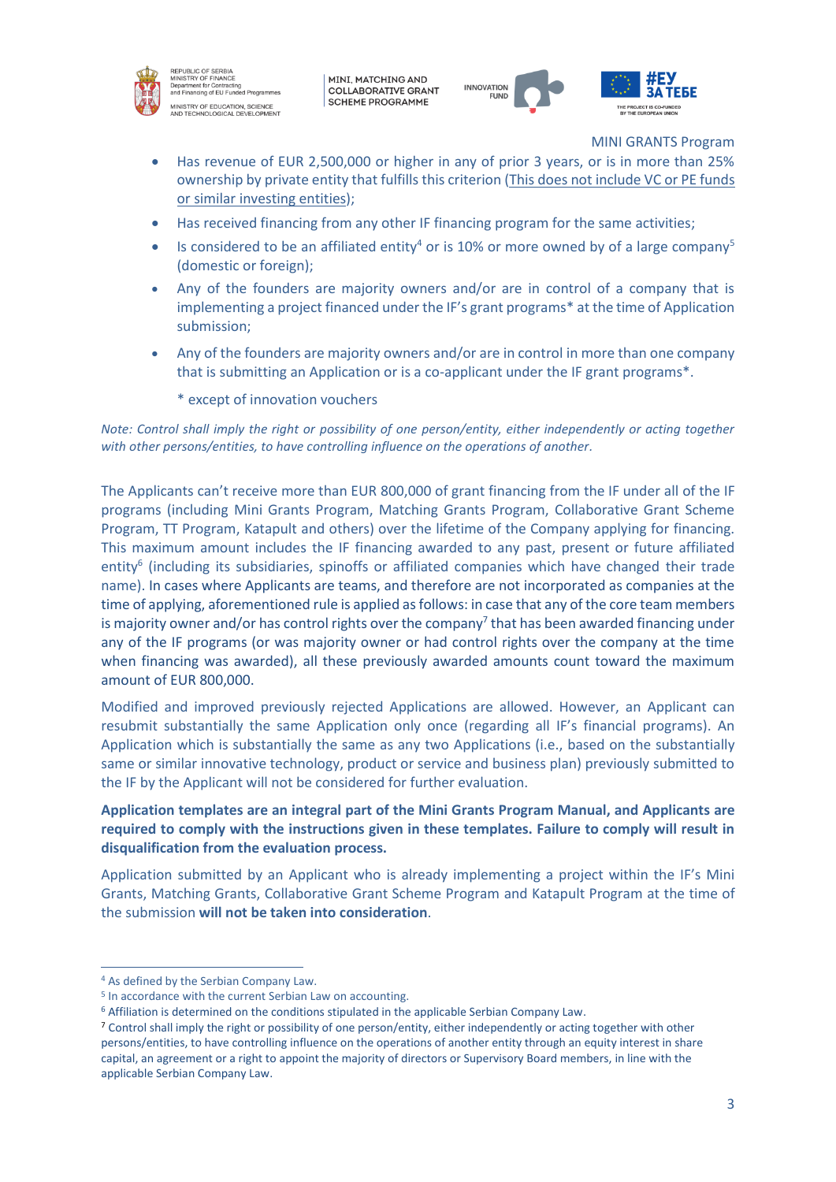- Has revenue of EUR 2,500,000 or higher in any of prior 3 years, or is in more than 25% ownership by private entity that fulfills this criterion (This does not include VC or PE funds or similar investing entities);
- Has received financing from any other IF financing program for the same activities;
- Is considered to be an affiliated entity[4] or is 10% or more owned by of a large company[5] (domestic or foreign);
- Any of the founders are majority owners and/or are in control of a company that is implementing a project financed under the IF's grant programs* at the time of Application submission;
- Any of the founders are majority owners and/or are in control in more than one company that is submitting an Application or is a co-applicant under the IF grant programs*.

  * except of innovation vouchers

*Note: Control shall imply the right or possibility of one person/entity, either independently or acting together with other persons/entities, to have controlling influence on the operations of another.*

The Applicants can't receive more than EUR 800,000 of grant financing from the IF under all of the IF programs (including Mini Grants Program, Matching Grants Program, Collaborative Grant Scheme Program, TT Program, Katapult and others) over the lifetime of the Company applying for financing. This maximum amount includes the IF financing awarded to any past, present or future affiliated entity[6] (including its subsidiaries, spinoffs or affiliated companies which have changed their trade name). In cases where Applicants are teams, and therefore are not incorporated as companies at the time of applying, aforementioned rule is applied as follows: in case that any of the core team members is majority owner and/or has control rights over the company[7] that has been awarded financing under any of the IF programs (or was majority owner or had control rights over the company at the time when financing was awarded), all these previously awarded amounts count toward the maximum amount of EUR 800,000.

Modified and improved previously rejected Applications are allowed. However, an Applicant can resubmit substantially the same Application only once (regarding all IF's financial programs). An Application which is substantially the same as any two Applications (i.e., based on the substantially same or similar innovative technology, product or service and business plan) previously submitted to the IF by the Applicant will not be considered for further evaluation.

**Application templates are an integral part of the Mini Grants Program Manual, and Applicants are required to comply with the instructions given in these templates. Failure to comply will result in disqualification from the evaluation process.**

Application submitted by an Applicant who is already implementing a project within the IF's Mini Grants, Matching Grants, Collaborative Grant Scheme Program and Katapult Program at the time of the submission **will not be taken into consideration**.

---

[4] As defined by the Serbian Company Law.

[5] In accordance with the current Serbian Law on accounting.

[6] Affiliation is determined on the conditions stipulated in the applicable Serbian Company Law.

[7] Control shall imply the right or possibility of one person/entity, either independently or acting together with other persons/entities, to have controlling influence on the operations of another entity through an equity interest in share capital, an agreement or a right to appoint the majority of directors or Supervisory Board members, in line with the applicable Serbian Company Law.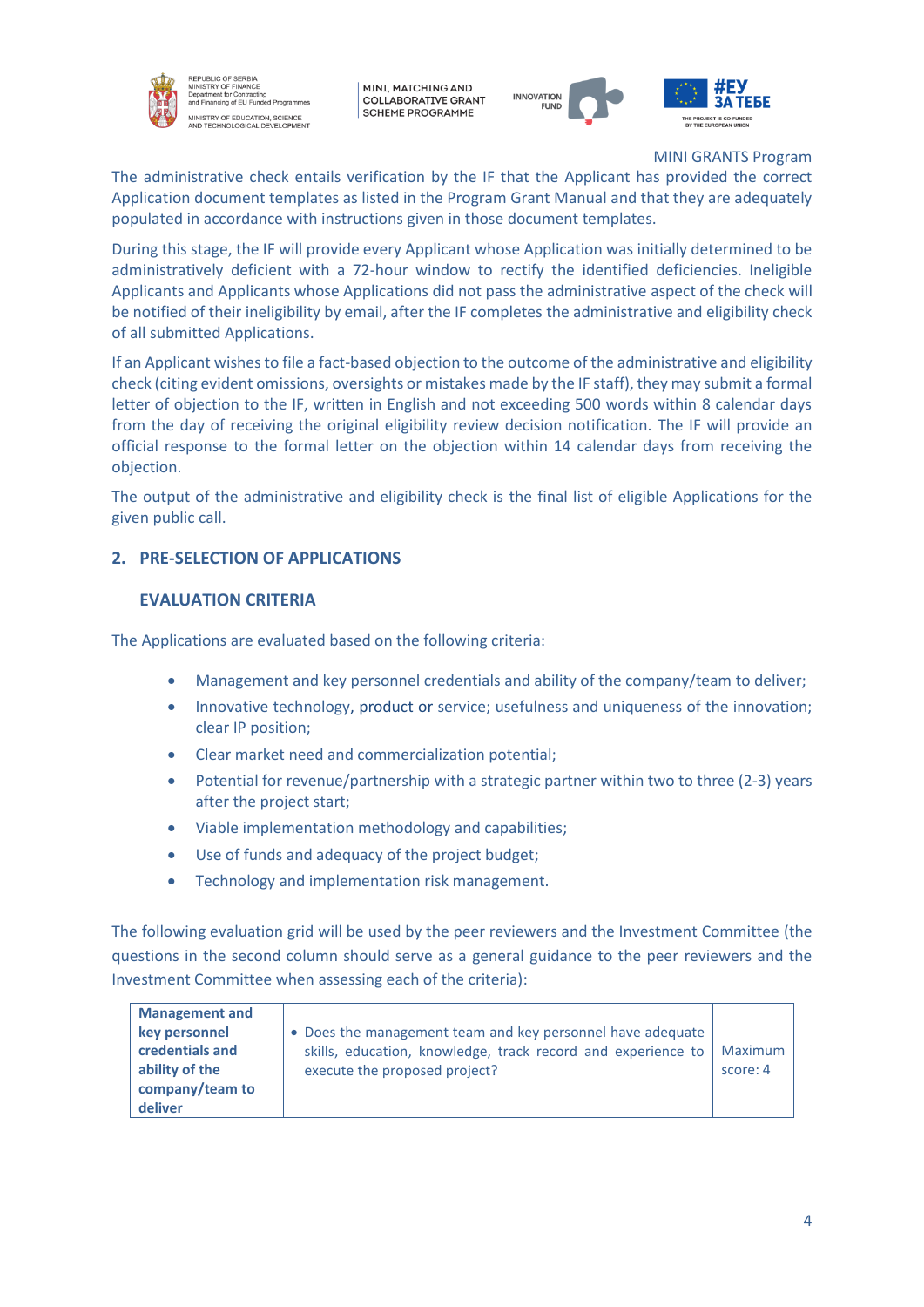The administrative check entails verification by the IF that the Applicant has provided the correct Application document templates as listed in the Program Grant Manual and that they are adequately populated in accordance with instructions given in those document templates.

During this stage, the IF will provide every Applicant whose Application was initially determined to be administratively deficient with a 72-hour window to rectify the identified deficiencies. Ineligible Applicants and Applicants whose Applications did not pass the administrative aspect of the check will be notified of their ineligibility by email, after the IF completes the administrative and eligibility check of all submitted Applications.

If an Applicant wishes to file a fact-based objection to the outcome of the administrative and eligibility check (citing evident omissions, oversights or mistakes made by the IF staff), they may submit a formal letter of objection to the IF, written in English and not exceeding 500 words within 8 calendar days from the day of receiving the original eligibility review decision notification. The IF will provide an official response to the formal letter on the objection within 14 calendar days from receiving the objection.

The output of the administrative and eligibility check is the final list of eligible Applications for the given public call.

## 2. PRE-SELECTION OF APPLICATIONS

### EVALUATION CRITERIA

The Applications are evaluated based on the following criteria:

- Management and key personnel credentials and ability of the company/team to deliver;
- Innovative technology, product or service; usefulness and uniqueness of the innovation; clear IP position;
- Clear market need and commercialization potential;
- Potential for revenue/partnership with a strategic partner within two to three (2-3) years after the project start;
- Viable implementation methodology and capabilities;
- Use of funds and adequacy of the project budget;
- Technology and implementation risk management.

The following evaluation grid will be used by the peer reviewers and the Investment Committee (the questions in the second column should serve as a general guidance to the peer reviewers and the Investment Committee when assessing each of the criteria):

| | | |
|---|---|---|
| **Management and key personnel credentials and ability of the company/team to deliver** | • Does the management team and key personnel have adequate skills, education, knowledge, track record and experience to execute the proposed project? | Maximum score: 4 |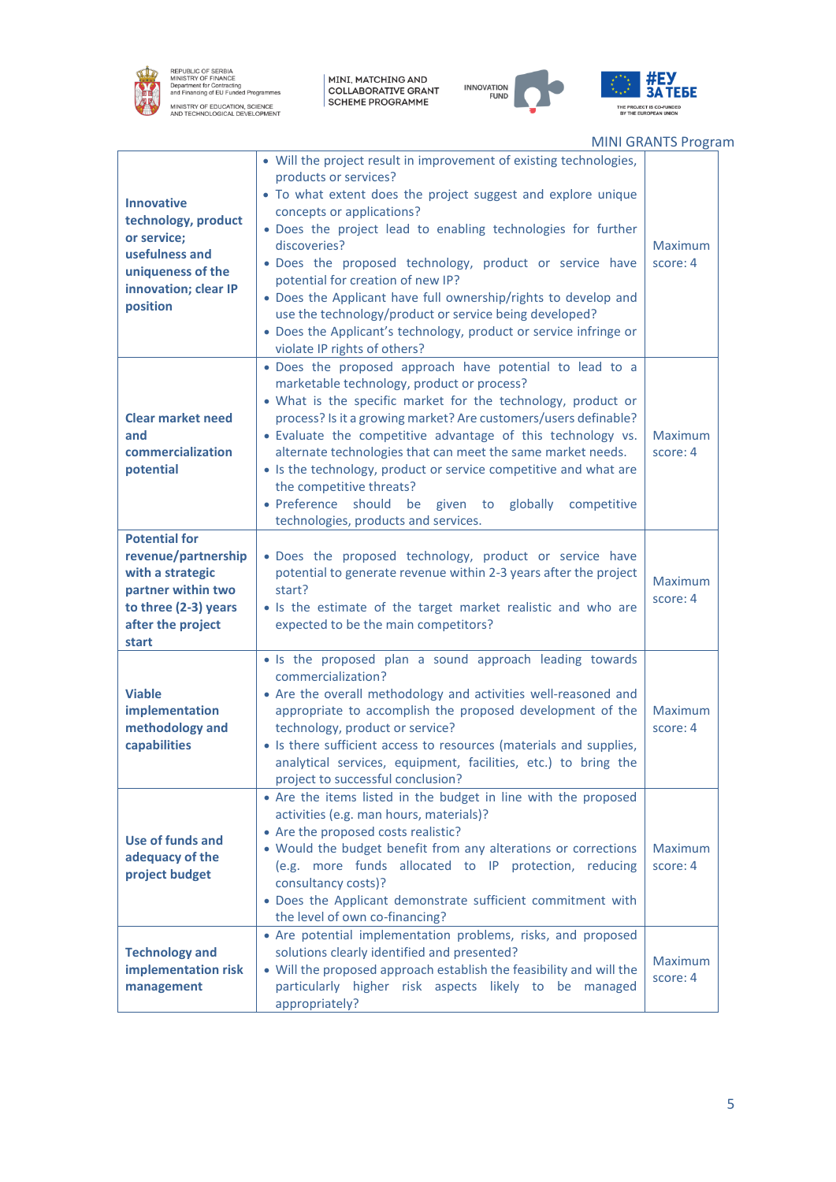| | | |
|---|---|---|
| **Innovative technology, product or service; usefulness and uniqueness of the innovation; clear IP position** | • Will the project result in improvement of existing technologies, products or services?<br>• To what extent does the project suggest and explore unique concepts or applications?<br>• Does the project lead to enabling technologies for further discoveries?<br>• Does the proposed technology, product or service have potential for creation of new IP?<br>• Does the Applicant have full ownership/rights to develop and use the technology/product or service being developed?<br>• Does the Applicant's technology, product or service infringe or violate IP rights of others? | Maximum score: 4 |
| **Clear market need and commercialization potential** | • Does the proposed approach have potential to lead to a marketable technology, product or process?<br>• What is the specific market for the technology, product or process? Is it a growing market? Are customers/users definable?<br>• Evaluate the competitive advantage of this technology vs. alternate technologies that can meet the same market needs.<br>• Is the technology, product or service competitive and what are the competitive threats?<br>• Preference should be given to globally competitive technologies, products and services. | Maximum score: 4 |
| **Potential for revenue/partnership with a strategic partner within two to three (2-3) years after the project start** | • Does the proposed technology, product or service have potential to generate revenue within 2-3 years after the project start?<br>• Is the estimate of the target market realistic and who are expected to be the main competitors? | Maximum score: 4 |
| **Viable implementation methodology and capabilities** | • Is the proposed plan a sound approach leading towards commercialization?<br>• Are the overall methodology and activities well-reasoned and appropriate to accomplish the proposed development of the technology, product or service?<br>• Is there sufficient access to resources (materials and supplies, analytical services, equipment, facilities, etc.) to bring the project to successful conclusion? | Maximum score: 4 |
| **Use of funds and adequacy of the project budget** | • Are the items listed in the budget in line with the proposed activities (e.g. man hours, materials)?<br>• Are the proposed costs realistic?<br>• Would the budget benefit from any alterations or corrections (e.g. more funds allocated to IP protection, reducing consultancy costs)?<br>• Does the Applicant demonstrate sufficient commitment with the level of own co-financing? | Maximum score: 4 |
| **Technology and implementation risk management** | • Are potential implementation problems, risks, and proposed solutions clearly identified and presented?<br>• Will the proposed approach establish the feasibility and will the particularly higher risk aspects likely to be managed appropriately? | Maximum score: 4 |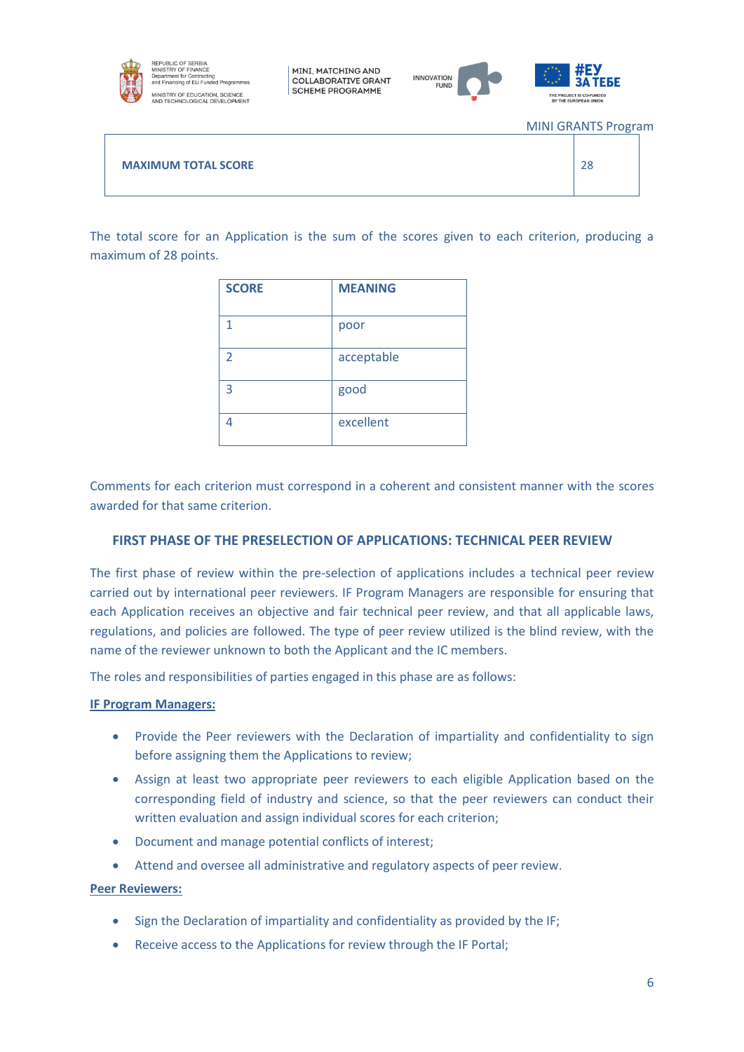| MAXIMUM TOTAL SCORE | 28 |
|---|---|

The total score for an Application is the sum of the scores given to each criterion, producing a maximum of 28 points.

| SCORE | MEANING |
|---|---|
| 1 | poor |
| 2 | acceptable |
| 3 | good |
| 4 | excellent |

Comments for each criterion must correspond in a coherent and consistent manner with the scores awarded for that same criterion.

## FIRST PHASE OF THE PRESELECTION OF APPLICATIONS: TECHNICAL PEER REVIEW

The first phase of review within the pre-selection of applications includes a technical peer review carried out by international peer reviewers. IF Program Managers are responsible for ensuring that each Application receives an objective and fair technical peer review, and that all applicable laws, regulations, and policies are followed. The type of peer review utilized is the blind review, with the name of the reviewer unknown to both the Applicant and the IC members.

The roles and responsibilities of parties engaged in this phase are as follows:

**IF Program Managers:**

- Provide the Peer reviewers with the Declaration of impartiality and confidentiality to sign before assigning them the Applications to review;
- Assign at least two appropriate peer reviewers to each eligible Application based on the corresponding field of industry and science, so that the peer reviewers can conduct their written evaluation and assign individual scores for each criterion;
- Document and manage potential conflicts of interest;
- Attend and oversee all administrative and regulatory aspects of peer review.

**Peer Reviewers:**

- Sign the Declaration of impartiality and confidentiality as provided by the IF;
- Receive access to the Applications for review through the IF Portal;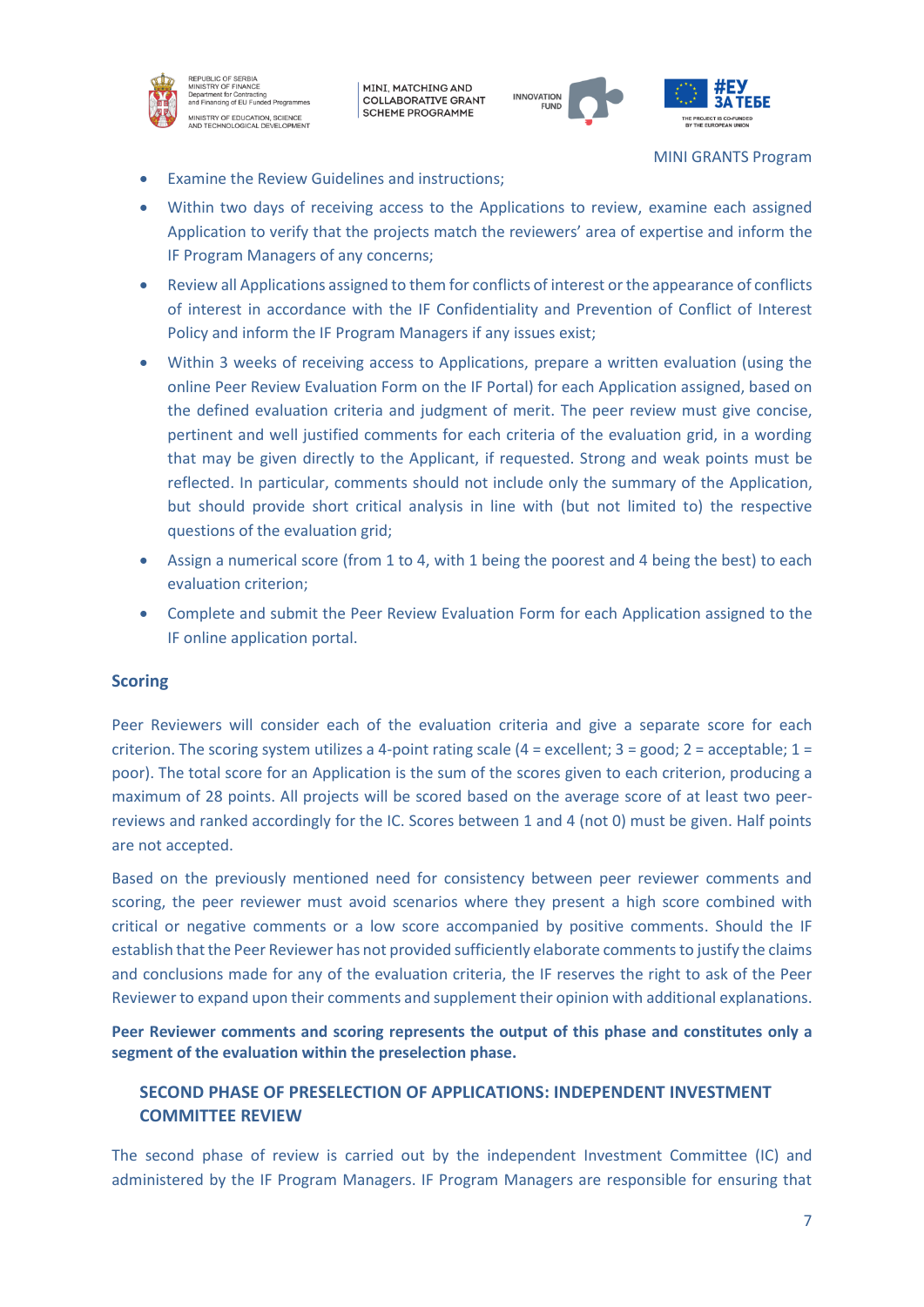- Examine the Review Guidelines and instructions;
- Within two days of receiving access to the Applications to review, examine each assigned Application to verify that the projects match the reviewers' area of expertise and inform the IF Program Managers of any concerns;
- Review all Applications assigned to them for conflicts of interest or the appearance of conflicts of interest in accordance with the IF Confidentiality and Prevention of Conflict of Interest Policy and inform the IF Program Managers if any issues exist;
- Within 3 weeks of receiving access to Applications, prepare a written evaluation (using the online Peer Review Evaluation Form on the IF Portal) for each Application assigned, based on the defined evaluation criteria and judgment of merit. The peer review must give concise, pertinent and well justified comments for each criteria of the evaluation grid, in a wording that may be given directly to the Applicant, if requested. Strong and weak points must be reflected. In particular, comments should not include only the summary of the Application, but should provide short critical analysis in line with (but not limited to) the respective questions of the evaluation grid;
- Assign a numerical score (from 1 to 4, with 1 being the poorest and 4 being the best) to each evaluation criterion;
- Complete and submit the Peer Review Evaluation Form for each Application assigned to the IF online application portal.

### Scoring

Peer Reviewers will consider each of the evaluation criteria and give a separate score for each criterion. The scoring system utilizes a 4-point rating scale (4 = excellent; 3 = good; 2 = acceptable; 1 = poor). The total score for an Application is the sum of the scores given to each criterion, producing a maximum of 28 points. All projects will be scored based on the average score of at least two peer-reviews and ranked accordingly for the IC. Scores between 1 and 4 (not 0) must be given. Half points are not accepted.

Based on the previously mentioned need for consistency between peer reviewer comments and scoring, the peer reviewer must avoid scenarios where they present a high score combined with critical or negative comments or a low score accompanied by positive comments. Should the IF establish that the Peer Reviewer has not provided sufficiently elaborate comments to justify the claims and conclusions made for any of the evaluation criteria, the IF reserves the right to ask of the Peer Reviewer to expand upon their comments and supplement their opinion with additional explanations.

**Peer Reviewer comments and scoring represents the output of this phase and constitutes only a segment of the evaluation within the preselection phase.**

## SECOND PHASE OF PRESELECTION OF APPLICATIONS: INDEPENDENT INVESTMENT COMMITTEE REVIEW

The second phase of review is carried out by the independent Investment Committee (IC) and administered by the IF Program Managers. IF Program Managers are responsible for ensuring that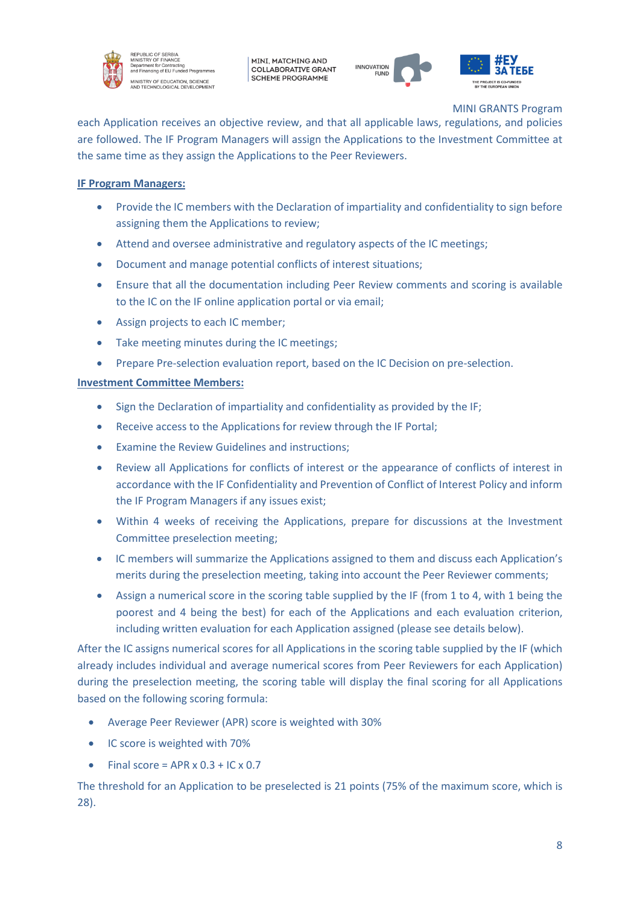each Application receives an objective review, and that all applicable laws, regulations, and policies are followed. The IF Program Managers will assign the Applications to the Investment Committee at the same time as they assign the Applications to the Peer Reviewers.

**IF Program Managers:**

- Provide the IC members with the Declaration of impartiality and confidentiality to sign before assigning them the Applications to review;
- Attend and oversee administrative and regulatory aspects of the IC meetings;
- Document and manage potential conflicts of interest situations;
- Ensure that all the documentation including Peer Review comments and scoring is available to the IC on the IF online application portal or via email;
- Assign projects to each IC member;
- Take meeting minutes during the IC meetings;
- Prepare Pre-selection evaluation report, based on the IC Decision on pre-selection.

**Investment Committee Members:**

- Sign the Declaration of impartiality and confidentiality as provided by the IF;
- Receive access to the Applications for review through the IF Portal;
- Examine the Review Guidelines and instructions;
- Review all Applications for conflicts of interest or the appearance of conflicts of interest in accordance with the IF Confidentiality and Prevention of Conflict of Interest Policy and inform the IF Program Managers if any issues exist;
- Within 4 weeks of receiving the Applications, prepare for discussions at the Investment Committee preselection meeting;
- IC members will summarize the Applications assigned to them and discuss each Application's merits during the preselection meeting, taking into account the Peer Reviewer comments;
- Assign a numerical score in the scoring table supplied by the IF (from 1 to 4, with 1 being the poorest and 4 being the best) for each of the Applications and each evaluation criterion, including written evaluation for each Application assigned (please see details below).

After the IC assigns numerical scores for all Applications in the scoring table supplied by the IF (which already includes individual and average numerical scores from Peer Reviewers for each Application) during the preselection meeting, the scoring table will display the final scoring for all Applications based on the following scoring formula:

- Average Peer Reviewer (APR) score is weighted with 30%
- IC score is weighted with 70%
- Final score = APR x 0.3 + IC x 0.7

The threshold for an Application to be preselected is 21 points (75% of the maximum score, which is 28).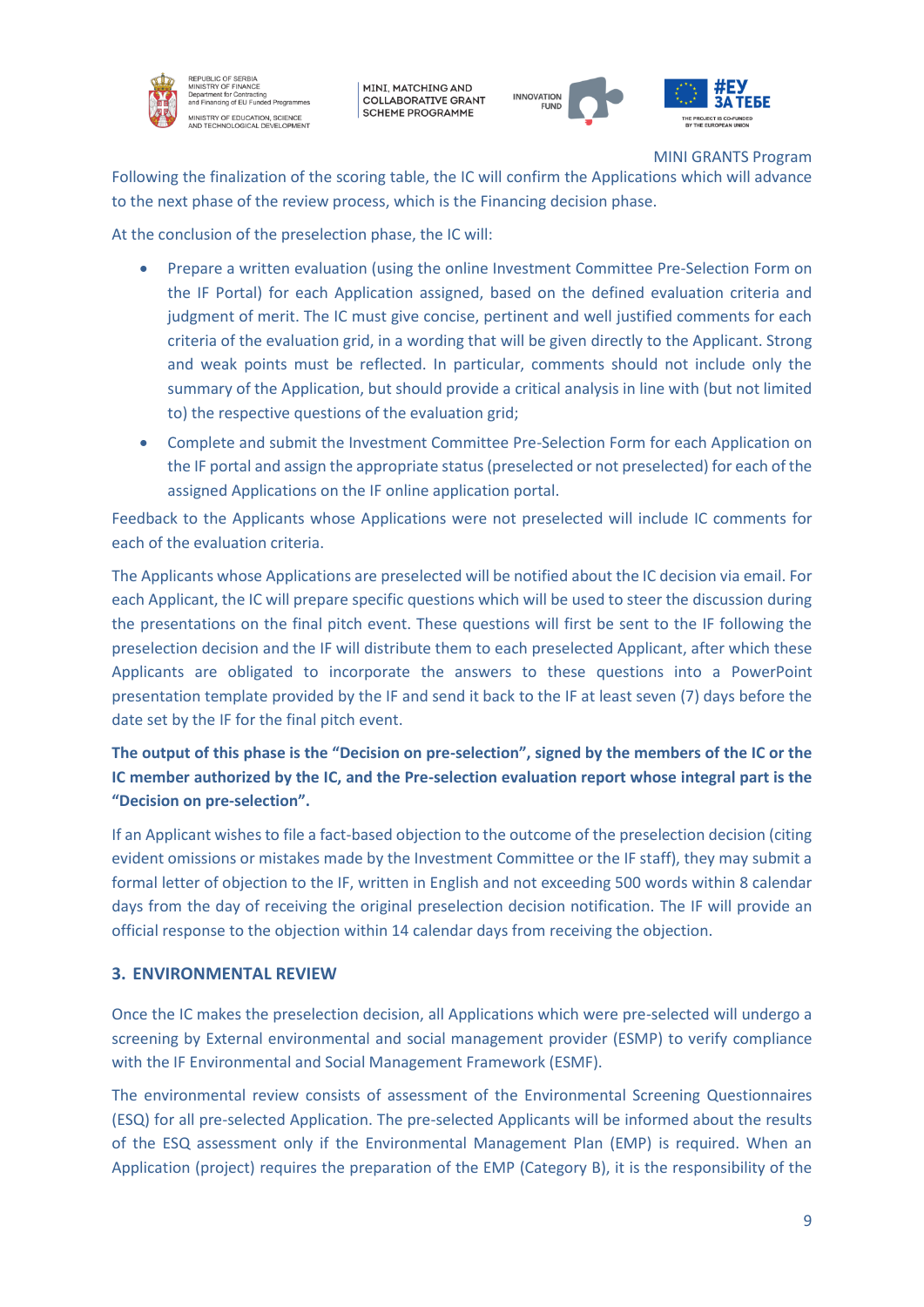Following the finalization of the scoring table, the IC will confirm the Applications which will advance to the next phase of the review process, which is the Financing decision phase.

At the conclusion of the preselection phase, the IC will:

- Prepare a written evaluation (using the online Investment Committee Pre-Selection Form on the IF Portal) for each Application assigned, based on the defined evaluation criteria and judgment of merit. The IC must give concise, pertinent and well justified comments for each criteria of the evaluation grid, in a wording that will be given directly to the Applicant. Strong and weak points must be reflected. In particular, comments should not include only the summary of the Application, but should provide a critical analysis in line with (but not limited to) the respective questions of the evaluation grid;
- Complete and submit the Investment Committee Pre-Selection Form for each Application on the IF portal and assign the appropriate status (preselected or not preselected) for each of the assigned Applications on the IF online application portal.

Feedback to the Applicants whose Applications were not preselected will include IC comments for each of the evaluation criteria.

The Applicants whose Applications are preselected will be notified about the IC decision via email. For each Applicant, the IC will prepare specific questions which will be used to steer the discussion during the presentations on the final pitch event. These questions will first be sent to the IF following the preselection decision and the IF will distribute them to each preselected Applicant, after which these Applicants are obligated to incorporate the answers to these questions into a PowerPoint presentation template provided by the IF and send it back to the IF at least seven (7) days before the date set by the IF for the final pitch event.

**The output of this phase is the "Decision on pre-selection", signed by the members of the IC or the IC member authorized by the IC, and the Pre-selection evaluation report whose integral part is the "Decision on pre-selection".**

If an Applicant wishes to file a fact-based objection to the outcome of the preselection decision (citing evident omissions or mistakes made by the Investment Committee or the IF staff), they may submit a formal letter of objection to the IF, written in English and not exceeding 500 words within 8 calendar days from the day of receiving the original preselection decision notification. The IF will provide an official response to the objection within 14 calendar days from receiving the objection.

## 3. ENVIRONMENTAL REVIEW

Once the IC makes the preselection decision, all Applications which were pre-selected will undergo a screening by External environmental and social management provider (ESMP) to verify compliance with the IF Environmental and Social Management Framework (ESMF).

The environmental review consists of assessment of the Environmental Screening Questionnaires (ESQ) for all pre-selected Application. The pre-selected Applicants will be informed about the results of the ESQ assessment only if the Environmental Management Plan (EMP) is required. When an Application (project) requires the preparation of the EMP (Category B), it is the responsibility of the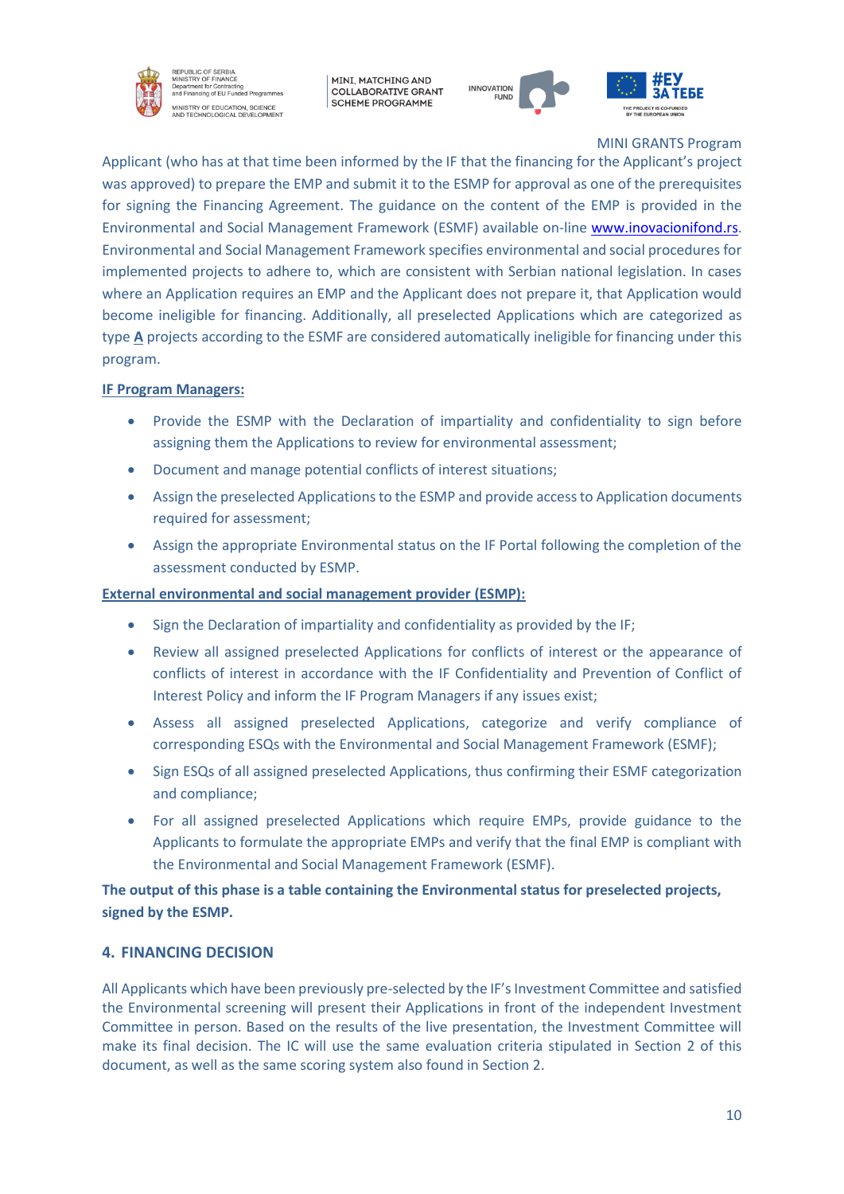Applicant (who has at that time been informed by the IF that the financing for the Applicant's project was approved) to prepare the EMP and submit it to the ESMP for approval as one of the prerequisites for signing the Financing Agreement. The guidance on the content of the EMP is provided in the Environmental and Social Management Framework (ESMF) available on-line [www.inovacionifond.rs](www.inovacionifond.rs). Environmental and Social Management Framework specifies environmental and social procedures for implemented projects to adhere to, which are consistent with Serbian national legislation. In cases where an Application requires an EMP and the Applicant does not prepare it, that Application would become ineligible for financing. Additionally, all preselected Applications which are categorized as type **A** projects according to the ESMF are considered automatically ineligible for financing under this program.

**IF Program Managers:**

- Provide the ESMP with the Declaration of impartiality and confidentiality to sign before assigning them the Applications to review for environmental assessment;
- Document and manage potential conflicts of interest situations;
- Assign the preselected Applications to the ESMP and provide access to Application documents required for assessment;
- Assign the appropriate Environmental status on the IF Portal following the completion of the assessment conducted by ESMP.

**External environmental and social management provider (ESMP):**

- Sign the Declaration of impartiality and confidentiality as provided by the IF;
- Review all assigned preselected Applications for conflicts of interest or the appearance of conflicts of interest in accordance with the IF Confidentiality and Prevention of Conflict of Interest Policy and inform the IF Program Managers if any issues exist;
- Assess all assigned preselected Applications, categorize and verify compliance of corresponding ESQs with the Environmental and Social Management Framework (ESMF);
- Sign ESQs of all assigned preselected Applications, thus confirming their ESMF categorization and compliance;
- For all assigned preselected Applications which require EMPs, provide guidance to the Applicants to formulate the appropriate EMPs and verify that the final EMP is compliant with the Environmental and Social Management Framework (ESMF).

**The output of this phase is a table containing the Environmental status for preselected projects, signed by the ESMP.**

## 4. FINANCING DECISION

All Applicants which have been previously pre-selected by the IF's Investment Committee and satisfied the Environmental screening will present their Applications in front of the independent Investment Committee in person. Based on the results of the live presentation, the Investment Committee will make its final decision. The IC will use the same evaluation criteria stipulated in Section 2 of this document, as well as the same scoring system also found in Section 2.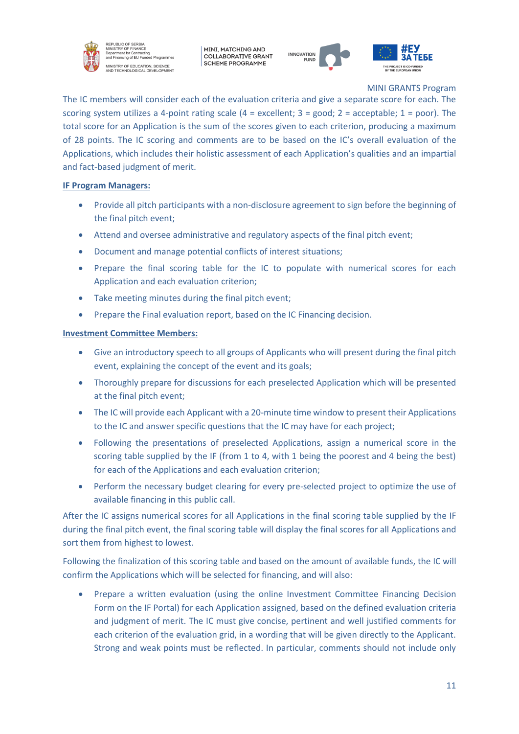The IC members will consider each of the evaluation criteria and give a separate score for each. The scoring system utilizes a 4-point rating scale (4 = excellent; 3 = good; 2 = acceptable; 1 = poor). The total score for an Application is the sum of the scores given to each criterion, producing a maximum of 28 points. The IC scoring and comments are to be based on the IC's overall evaluation of the Applications, which includes their holistic assessment of each Application's qualities and an impartial and fact-based judgment of merit.

**IF Program Managers:**

- Provide all pitch participants with a non-disclosure agreement to sign before the beginning of the final pitch event;
- Attend and oversee administrative and regulatory aspects of the final pitch event;
- Document and manage potential conflicts of interest situations;
- Prepare the final scoring table for the IC to populate with numerical scores for each Application and each evaluation criterion;
- Take meeting minutes during the final pitch event;
- Prepare the Final evaluation report, based on the IC Financing decision.

**Investment Committee Members:**

- Give an introductory speech to all groups of Applicants who will present during the final pitch event, explaining the concept of the event and its goals;
- Thoroughly prepare for discussions for each preselected Application which will be presented at the final pitch event;
- The IC will provide each Applicant with a 20-minute time window to present their Applications to the IC and answer specific questions that the IC may have for each project;
- Following the presentations of preselected Applications, assign a numerical score in the scoring table supplied by the IF (from 1 to 4, with 1 being the poorest and 4 being the best) for each of the Applications and each evaluation criterion;
- Perform the necessary budget clearing for every pre-selected project to optimize the use of available financing in this public call.

After the IC assigns numerical scores for all Applications in the final scoring table supplied by the IF during the final pitch event, the final scoring table will display the final scores for all Applications and sort them from highest to lowest.

Following the finalization of this scoring table and based on the amount of available funds, the IC will confirm the Applications which will be selected for financing, and will also:

- Prepare a written evaluation (using the online Investment Committee Financing Decision Form on the IF Portal) for each Application assigned, based on the defined evaluation criteria and judgment of merit. The IC must give concise, pertinent and well justified comments for each criterion of the evaluation grid, in a wording that will be given directly to the Applicant. Strong and weak points must be reflected. In particular, comments should not include only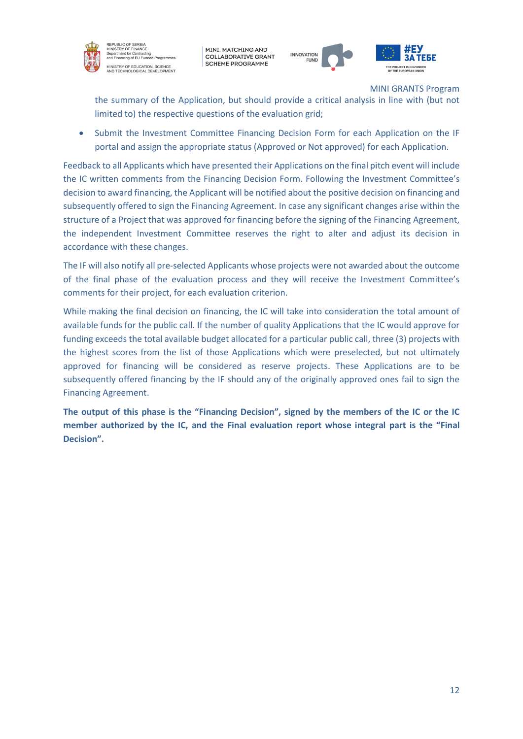the summary of the Application, but should provide a critical analysis in line with (but not limited to) the respective questions of the evaluation grid;

- Submit the Investment Committee Financing Decision Form for each Application on the IF portal and assign the appropriate status (Approved or Not approved) for each Application.

Feedback to all Applicants which have presented their Applications on the final pitch event will include the IC written comments from the Financing Decision Form. Following the Investment Committee's decision to award financing, the Applicant will be notified about the positive decision on financing and subsequently offered to sign the Financing Agreement. In case any significant changes arise within the structure of a Project that was approved for financing before the signing of the Financing Agreement, the independent Investment Committee reserves the right to alter and adjust its decision in accordance with these changes.

The IF will also notify all pre-selected Applicants whose projects were not awarded about the outcome of the final phase of the evaluation process and they will receive the Investment Committee's comments for their project, for each evaluation criterion.

While making the final decision on financing, the IC will take into consideration the total amount of available funds for the public call. If the number of quality Applications that the IC would approve for funding exceeds the total available budget allocated for a particular public call, three (3) projects with the highest scores from the list of those Applications which were preselected, but not ultimately approved for financing will be considered as reserve projects. These Applications are to be subsequently offered financing by the IF should any of the originally approved ones fail to sign the Financing Agreement.

**The output of this phase is the "Financing Decision", signed by the members of the IC or the IC member authorized by the IC, and the Final evaluation report whose integral part is the "Final Decision".**